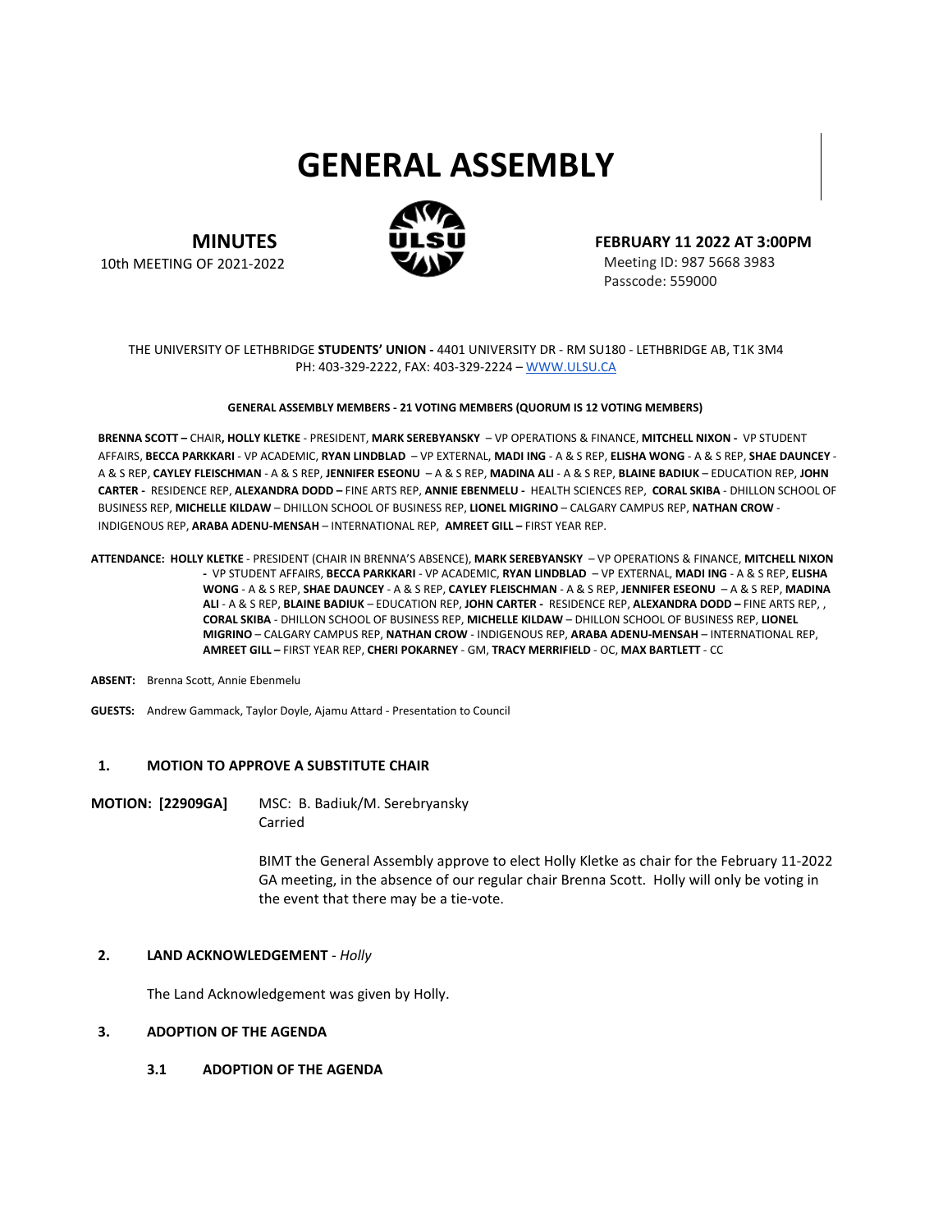# GENERAL ASSEMBLY

**MINUTES**
10th MEETING OF 2021-2022

**FEBRUARY 11 2022 AT 3:00PM**
Meeting ID: 987 5668 3983
Passcode: 559000

THE UNIVERSITY OF LETHBRIDGE **STUDENTS' UNION -** 4401 UNIVERSITY DR - RM SU180 - LETHBRIDGE AB, T1K 3M4
PH: 403-329-2222, FAX: 403-329-2224 – WWW.ULSU.CA

**GENERAL ASSEMBLY MEMBERS - 21 VOTING MEMBERS (QUORUM IS 12 VOTING MEMBERS)**

**BRENNA SCOTT –** CHAIR**, HOLLY KLETKE** - PRESIDENT, **MARK SEREBYANSKY** – VP OPERATIONS & FINANCE, **MITCHELL NIXON -** VP STUDENT AFFAIRS, **BECCA PARKKARI** - VP ACADEMIC, **RYAN LINDBLAD** – VP EXTERNAL, **MADI ING** - A & S REP, **ELISHA WONG** - A & S REP, **SHAE DAUNCEY** - A & S REP, **CAYLEY FLEISCHMAN** - A & S REP, **JENNIFER ESEONU** – A & S REP, **MADINA ALI** - A & S REP, **BLAINE BADIUK** – EDUCATION REP, **JOHN CARTER -** RESIDENCE REP, **ALEXANDRA DODD –** FINE ARTS REP, **ANNIE EBENMELU -** HEALTH SCIENCES REP, **CORAL SKIBA** - DHILLON SCHOOL OF BUSINESS REP, **MICHELLE KILDAW** – DHILLON SCHOOL OF BUSINESS REP, **LIONEL MIGRINO** – CALGARY CAMPUS REP, **NATHAN CROW** - INDIGENOUS REP, **ARABA ADENU-MENSAH** – INTERNATIONAL REP, **AMREET GILL –** FIRST YEAR REP.

**ATTENDANCE:** **HOLLY KLETKE** - PRESIDENT (CHAIR IN BRENNA'S ABSENCE), **MARK SEREBYANSKY** – VP OPERATIONS & FINANCE, **MITCHELL NIXON -** VP STUDENT AFFAIRS, **BECCA PARKKARI** - VP ACADEMIC, **RYAN LINDBLAD** – VP EXTERNAL, **MADI ING** - A & S REP, **ELISHA WONG** - A & S REP, **SHAE DAUNCEY** - A & S REP, **CAYLEY FLEISCHMAN** - A & S REP, **JENNIFER ESEONU** – A & S REP, **MADINA ALI** - A & S REP, **BLAINE BADIUK** – EDUCATION REP, **JOHN CARTER -** RESIDENCE REP, **ALEXANDRA DODD –** FINE ARTS REP, , **CORAL SKIBA** - DHILLON SCHOOL OF BUSINESS REP, **MICHELLE KILDAW** – DHILLON SCHOOL OF BUSINESS REP, **LIONEL MIGRINO** – CALGARY CAMPUS REP, **NATHAN CROW** - INDIGENOUS REP, **ARABA ADENU-MENSAH** – INTERNATIONAL REP, **AMREET GILL –** FIRST YEAR REP, **CHERI POKARNEY** - GM, **TRACY MERRIFIELD** - OC, **MAX BARTLETT** - CC

**ABSENT:** Brenna Scott, Annie Ebenmelu

**GUESTS:** Andrew Gammack, Taylor Doyle, Ajamu Attard - Presentation to Council

## 1. MOTION TO APPROVE A SUBSTITUTE CHAIR

**MOTION: [22909GA]** MSC: B. Badiuk/M. Serebryansky
Carried

BIMT the General Assembly approve to elect Holly Kletke as chair for the February 11-2022 GA meeting, in the absence of our regular chair Brenna Scott. Holly will only be voting in the event that there may be a tie-vote.

## 2. LAND ACKNOWLEDGEMENT - *Holly*

The Land Acknowledgement was given by Holly.

## 3. ADOPTION OF THE AGENDA

### 3.1 ADOPTION OF THE AGENDA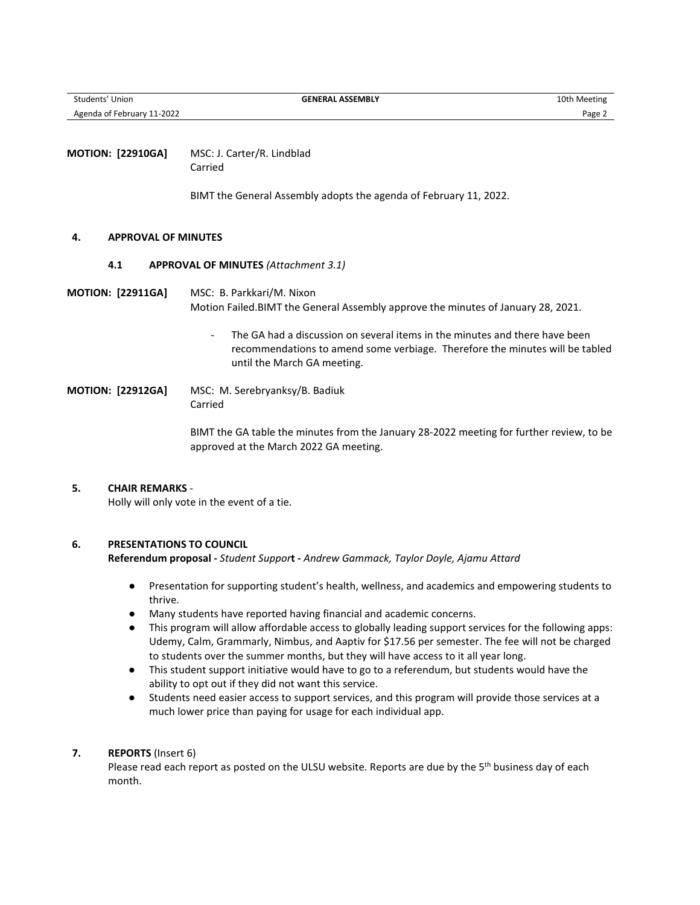**MOTION: [22910GA]** MSC: J. Carter/R. Lindblad
Carried

BIMT the General Assembly adopts the agenda of February 11, 2022.

## 4. APPROVAL OF MINUTES

### 4.1 APPROVAL OF MINUTES *(Attachment 3.1)*

**MOTION: [22911GA]** MSC: B. Parkkari/M. Nixon
Motion Failed.BIMT the General Assembly approve the minutes of January 28, 2021.

- The GA had a discussion on several items in the minutes and there have been recommendations to amend some verbiage. Therefore the minutes will be tabled until the March GA meeting.

**MOTION: [22912GA]** MSC: M. Serebryanksy/B. Badiuk
Carried

BIMT the GA table the minutes from the January 28-2022 meeting for further review, to be approved at the March 2022 GA meeting.

## 5. CHAIR REMARKS -

Holly will only vote in the event of a tie.

## 6. PRESENTATIONS TO COUNCIL

**Referendum proposal -** *Student Suppor***t -** *Andrew Gammack, Taylor Doyle, Ajamu Attard*

- Presentation for supporting student's health, wellness, and academics and empowering students to thrive.
- Many students have reported having financial and academic concerns.
- This program will allow affordable access to globally leading support services for the following apps: Udemy, Calm, Grammarly, Nimbus, and Aaptiv for $17.56 per semester. The fee will not be charged to students over the summer months, but they will have access to it all year long.
- This student support initiative would have to go to a referendum, but students would have the ability to opt out if they did not want this service.
- Students need easier access to support services, and this program will provide those services at a much lower price than paying for usage for each individual app.

## 7. REPORTS (Insert 6)

Please read each report as posted on the ULSU website. Reports are due by the 5th business day of each month.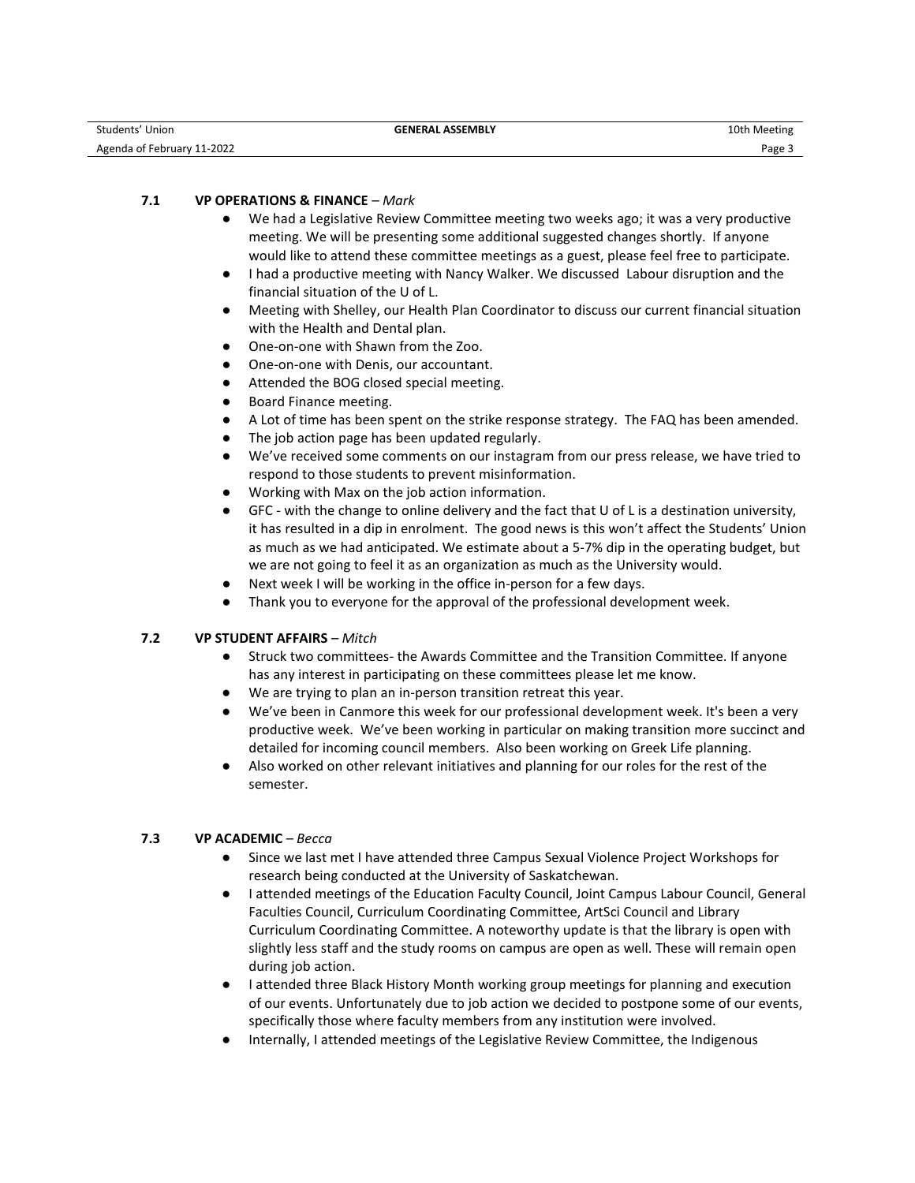### 7.1 VP OPERATIONS & FINANCE – *Mark*

- We had a Legislative Review Committee meeting two weeks ago; it was a very productive meeting. We will be presenting some additional suggested changes shortly. If anyone would like to attend these committee meetings as a guest, please feel free to participate.
- I had a productive meeting with Nancy Walker. We discussed Labour disruption and the financial situation of the U of L.
- Meeting with Shelley, our Health Plan Coordinator to discuss our current financial situation with the Health and Dental plan.
- One-on-one with Shawn from the Zoo.
- One-on-one with Denis, our accountant.
- Attended the BOG closed special meeting.
- Board Finance meeting.
- A Lot of time has been spent on the strike response strategy. The FAQ has been amended.
- The job action page has been updated regularly.
- We've received some comments on our instagram from our press release, we have tried to respond to those students to prevent misinformation.
- Working with Max on the job action information.
- GFC - with the change to online delivery and the fact that U of L is a destination university, it has resulted in a dip in enrolment. The good news is this won't affect the Students' Union as much as we had anticipated. We estimate about a 5-7% dip in the operating budget, but we are not going to feel it as an organization as much as the University would.
- Next week I will be working in the office in-person for a few days.
- Thank you to everyone for the approval of the professional development week.

### 7.2 VP STUDENT AFFAIRS – *Mitch*

- Struck two committees- the Awards Committee and the Transition Committee. If anyone has any interest in participating on these committees please let me know.
- We are trying to plan an in-person transition retreat this year.
- We've been in Canmore this week for our professional development week. It's been a very productive week. We've been working in particular on making transition more succinct and detailed for incoming council members. Also been working on Greek Life planning.
- Also worked on other relevant initiatives and planning for our roles for the rest of the semester.

### 7.3 VP ACADEMIC – *Becca*

- Since we last met I have attended three Campus Sexual Violence Project Workshops for research being conducted at the University of Saskatchewan.
- I attended meetings of the Education Faculty Council, Joint Campus Labour Council, General Faculties Council, Curriculum Coordinating Committee, ArtSci Council and Library Curriculum Coordinating Committee. A noteworthy update is that the library is open with slightly less staff and the study rooms on campus are open as well. These will remain open during job action.
- I attended three Black History Month working group meetings for planning and execution of our events. Unfortunately due to job action we decided to postpone some of our events, specifically those where faculty members from any institution were involved.
- Internally, I attended meetings of the Legislative Review Committee, the Indigenous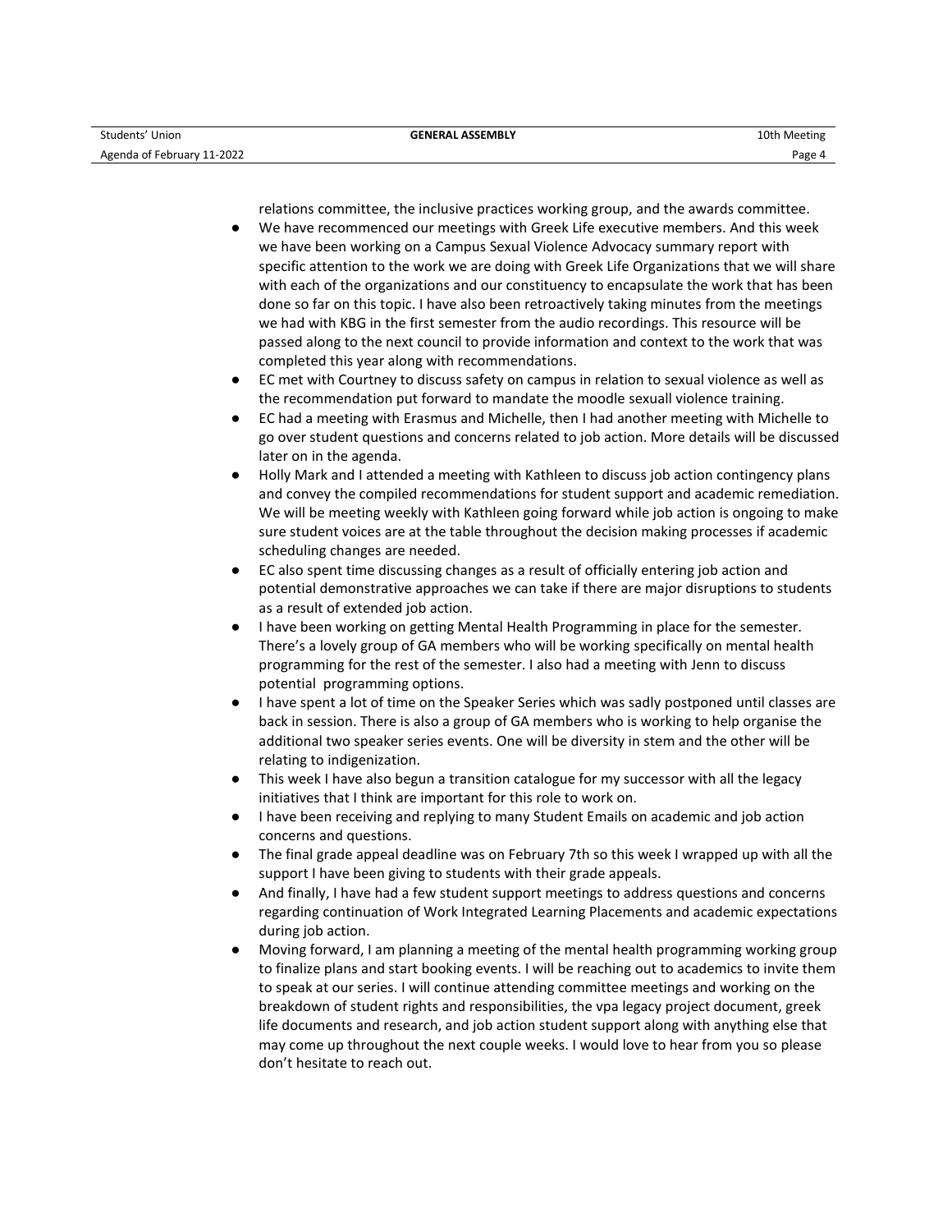relations committee, the inclusive practices working group, and the awards committee.

- We have recommenced our meetings with Greek Life executive members. And this week we have been working on a Campus Sexual Violence Advocacy summary report with specific attention to the work we are doing with Greek Life Organizations that we will share with each of the organizations and our constituency to encapsulate the work that has been done so far on this topic. I have also been retroactively taking minutes from the meetings we had with KBG in the first semester from the audio recordings. This resource will be passed along to the next council to provide information and context to the work that was completed this year along with recommendations.
- EC met with Courtney to discuss safety on campus in relation to sexual violence as well as the recommendation put forward to mandate the moodle sexuall violence training.
- EC had a meeting with Erasmus and Michelle, then I had another meeting with Michelle to go over student questions and concerns related to job action. More details will be discussed later on in the agenda.
- Holly Mark and I attended a meeting with Kathleen to discuss job action contingency plans and convey the compiled recommendations for student support and academic remediation. We will be meeting weekly with Kathleen going forward while job action is ongoing to make sure student voices are at the table throughout the decision making processes if academic scheduling changes are needed.
- EC also spent time discussing changes as a result of officially entering job action and potential demonstrative approaches we can take if there are major disruptions to students as a result of extended job action.
- I have been working on getting Mental Health Programming in place for the semester. There's a lovely group of GA members who will be working specifically on mental health programming for the rest of the semester. I also had a meeting with Jenn to discuss potential programming options.
- I have spent a lot of time on the Speaker Series which was sadly postponed until classes are back in session. There is also a group of GA members who is working to help organise the additional two speaker series events. One will be diversity in stem and the other will be relating to indigenization.
- This week I have also begun a transition catalogue for my successor with all the legacy initiatives that I think are important for this role to work on.
- I have been receiving and replying to many Student Emails on academic and job action concerns and questions.
- The final grade appeal deadline was on February 7th so this week I wrapped up with all the support I have been giving to students with their grade appeals.
- And finally, I have had a few student support meetings to address questions and concerns regarding continuation of Work Integrated Learning Placements and academic expectations during job action.
- Moving forward, I am planning a meeting of the mental health programming working group to finalize plans and start booking events. I will be reaching out to academics to invite them to speak at our series. I will continue attending committee meetings and working on the breakdown of student rights and responsibilities, the vpa legacy project document, greek life documents and research, and job action student support along with anything else that may come up throughout the next couple weeks. I would love to hear from you so please don't hesitate to reach out.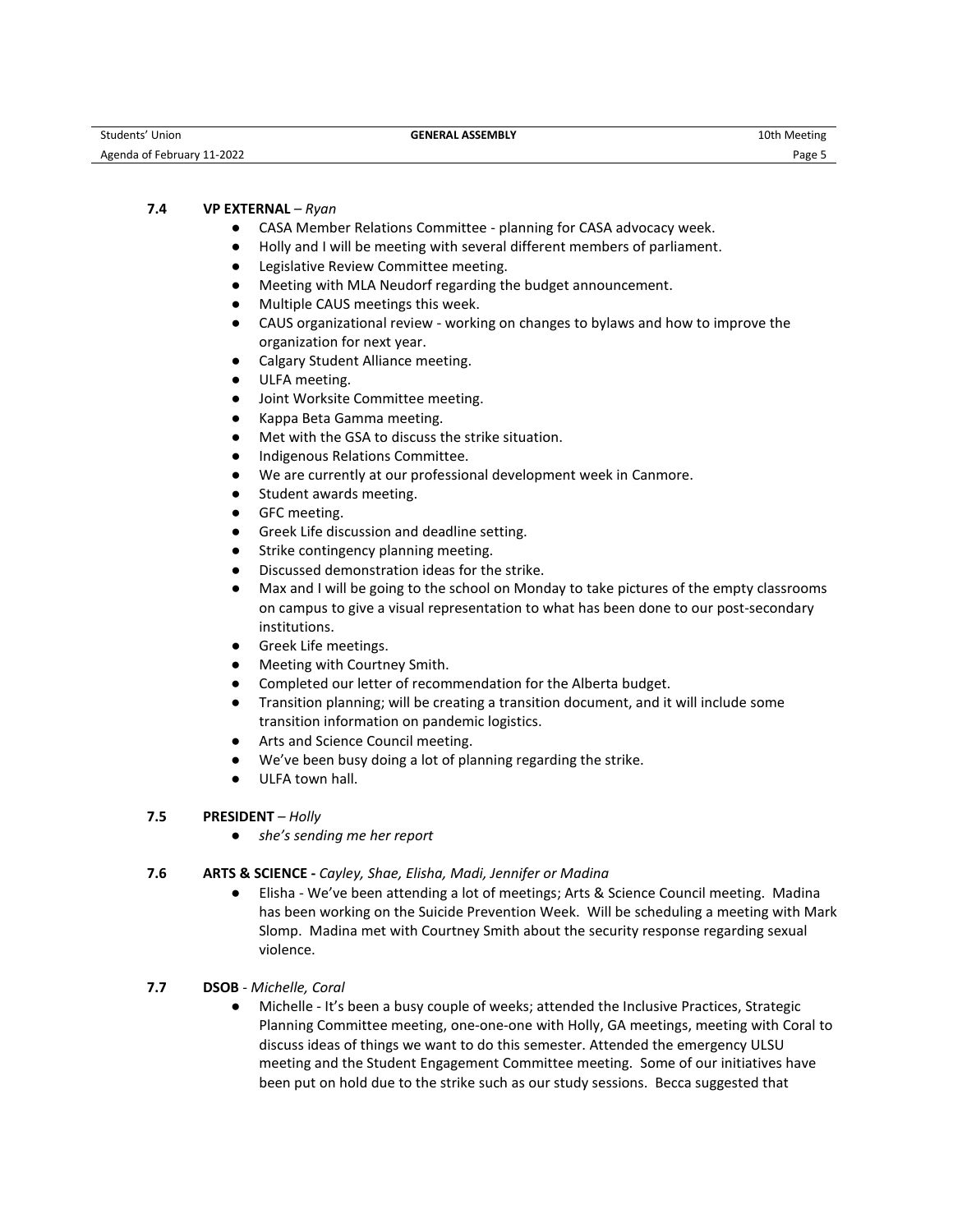**7.4 VP EXTERNAL** – *Ryan*

- CASA Member Relations Committee - planning for CASA advocacy week.
- Holly and I will be meeting with several different members of parliament.
- Legislative Review Committee meeting.
- Meeting with MLA Neudorf regarding the budget announcement.
- Multiple CAUS meetings this week.
- CAUS organizational review - working on changes to bylaws and how to improve the organization for next year.
- Calgary Student Alliance meeting.
- ULFA meeting.
- Joint Worksite Committee meeting.
- Kappa Beta Gamma meeting.
- Met with the GSA to discuss the strike situation.
- Indigenous Relations Committee.
- We are currently at our professional development week in Canmore.
- Student awards meeting.
- GFC meeting.
- Greek Life discussion and deadline setting.
- Strike contingency planning meeting.
- Discussed demonstration ideas for the strike.
- Max and I will be going to the school on Monday to take pictures of the empty classrooms on campus to give a visual representation to what has been done to our post-secondary institutions.
- Greek Life meetings.
- Meeting with Courtney Smith.
- Completed our letter of recommendation for the Alberta budget.
- Transition planning; will be creating a transition document, and it will include some transition information on pandemic logistics.
- Arts and Science Council meeting.
- We've been busy doing a lot of planning regarding the strike.
- ULFA town hall.

**7.5 PRESIDENT** – *Holly*

- *she's sending me her report*

**7.6 ARTS & SCIENCE** - *Cayley, Shae, Elisha, Madi, Jennifer or Madina*

- Elisha - We've been attending a lot of meetings; Arts & Science Council meeting. Madina has been working on the Suicide Prevention Week. Will be scheduling a meeting with Mark Slomp. Madina met with Courtney Smith about the security response regarding sexual violence.

**7.7 DSOB** - *Michelle, Coral*

- Michelle - It's been a busy couple of weeks; attended the Inclusive Practices, Strategic Planning Committee meeting, one-one-one with Holly, GA meetings, meeting with Coral to discuss ideas of things we want to do this semester. Attended the emergency ULSU meeting and the Student Engagement Committee meeting. Some of our initiatives have been put on hold due to the strike such as our study sessions. Becca suggested that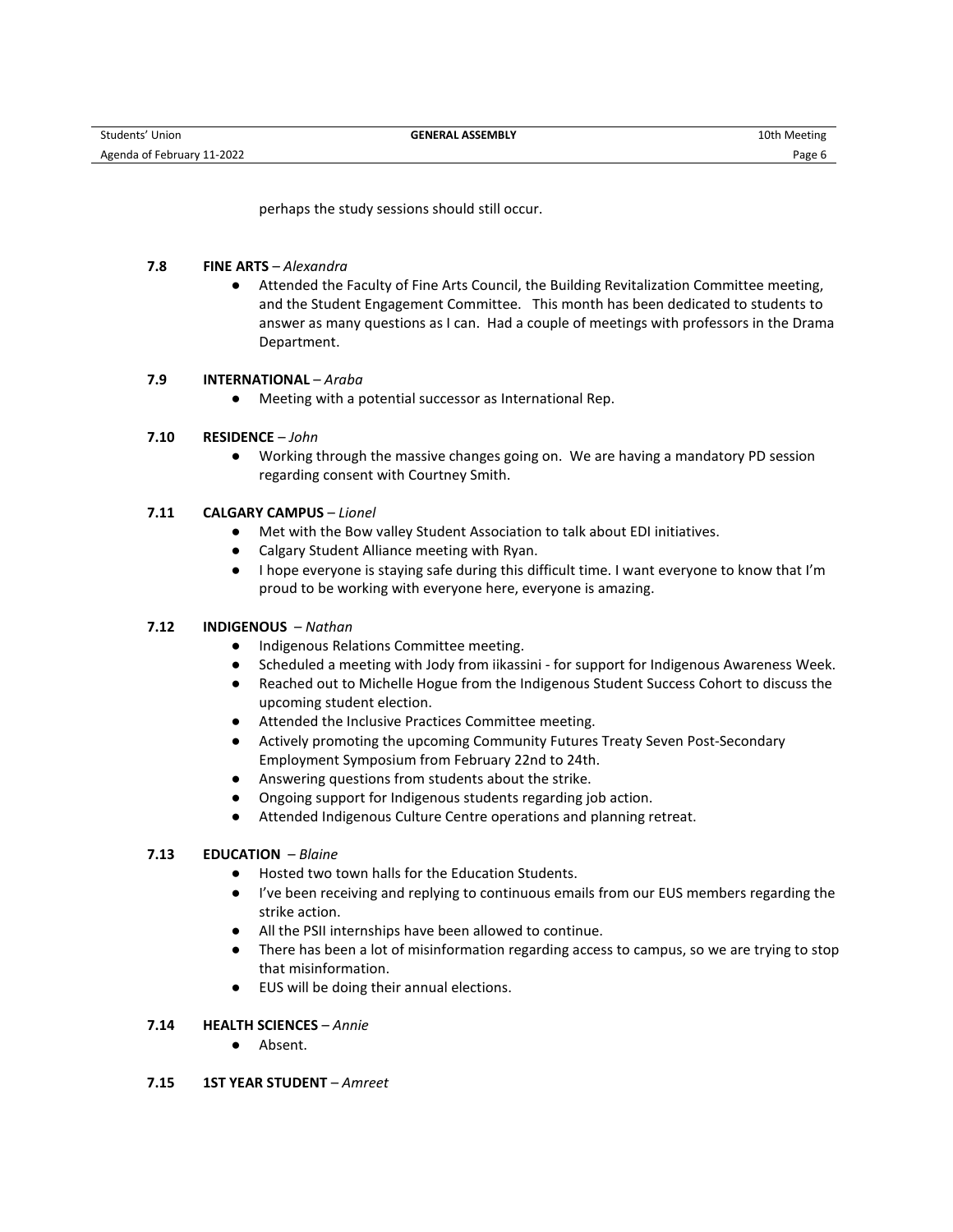perhaps the study sessions should still occur.

### 7.8 FINE ARTS – *Alexandra*

- Attended the Faculty of Fine Arts Council, the Building Revitalization Committee meeting, and the Student Engagement Committee. This month has been dedicated to students to answer as many questions as I can. Had a couple of meetings with professors in the Drama Department.

### 7.9 INTERNATIONAL – *Araba*

- Meeting with a potential successor as International Rep.

### 7.10 RESIDENCE – *John*

- Working through the massive changes going on. We are having a mandatory PD session regarding consent with Courtney Smith.

### 7.11 CALGARY CAMPUS – *Lionel*

- Met with the Bow valley Student Association to talk about EDI initiatives.
- Calgary Student Alliance meeting with Ryan.
- I hope everyone is staying safe during this difficult time. I want everyone to know that I'm proud to be working with everyone here, everyone is amazing.

### 7.12 INDIGENOUS – *Nathan*

- Indigenous Relations Committee meeting.
- Scheduled a meeting with Jody from iikassini - for support for Indigenous Awareness Week.
- Reached out to Michelle Hogue from the Indigenous Student Success Cohort to discuss the upcoming student election.
- Attended the Inclusive Practices Committee meeting.
- Actively promoting the upcoming Community Futures Treaty Seven Post-Secondary Employment Symposium from February 22nd to 24th.
- Answering questions from students about the strike.
- Ongoing support for Indigenous students regarding job action.
- Attended Indigenous Culture Centre operations and planning retreat.

### 7.13 EDUCATION – *Blaine*

- Hosted two town halls for the Education Students.
- I've been receiving and replying to continuous emails from our EUS members regarding the strike action.
- All the PSII internships have been allowed to continue.
- There has been a lot of misinformation regarding access to campus, so we are trying to stop that misinformation.
- EUS will be doing their annual elections.

### 7.14 HEALTH SCIENCES – *Annie*

- Absent.

### 7.15 1ST YEAR STUDENT – *Amreet*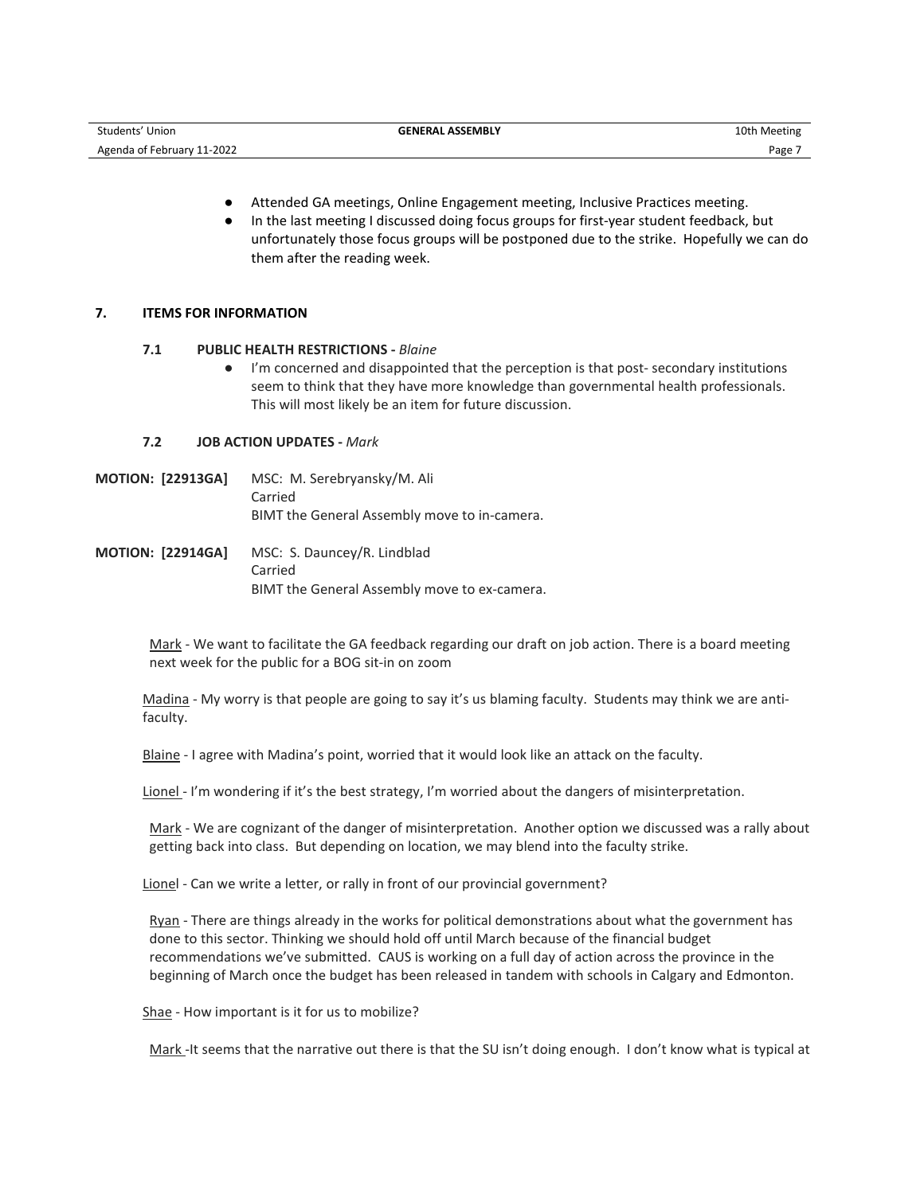- Attended GA meetings, Online Engagement meeting, Inclusive Practices meeting.
- In the last meeting I discussed doing focus groups for first-year student feedback, but unfortunately those focus groups will be postponed due to the strike. Hopefully we can do them after the reading week.

## 7. ITEMS FOR INFORMATION

### 7.1 PUBLIC HEALTH RESTRICTIONS - *Blaine*

- I'm concerned and disappointed that the perception is that post- secondary institutions seem to think that they have more knowledge than governmental health professionals. This will most likely be an item for future discussion.

### 7.2 JOB ACTION UPDATES - *Mark*

**MOTION: [22913GA]** MSC: M. Serebryansky/M. Ali
Carried
BIMT the General Assembly move to in-camera.

**MOTION: [22914GA]** MSC: S. Dauncey/R. Lindblad
Carried
BIMT the General Assembly move to ex-camera.

Mark - We want to facilitate the GA feedback regarding our draft on job action. There is a board meeting next week for the public for a BOG sit-in on zoom

Madina - My worry is that people are going to say it's us blaming faculty. Students may think we are anti-faculty.

Blaine - I agree with Madina's point, worried that it would look like an attack on the faculty.

Lionel - I'm wondering if it's the best strategy, I'm worried about the dangers of misinterpretation.

Mark - We are cognizant of the danger of misinterpretation. Another option we discussed was a rally about getting back into class. But depending on location, we may blend into the faculty strike.

Lionel - Can we write a letter, or rally in front of our provincial government?

Ryan - There are things already in the works for political demonstrations about what the government has done to this sector. Thinking we should hold off until March because of the financial budget recommendations we've submitted. CAUS is working on a full day of action across the province in the beginning of March once the budget has been released in tandem with schools in Calgary and Edmonton.

Shae - How important is it for us to mobilize?

Mark -It seems that the narrative out there is that the SU isn't doing enough. I don't know what is typical at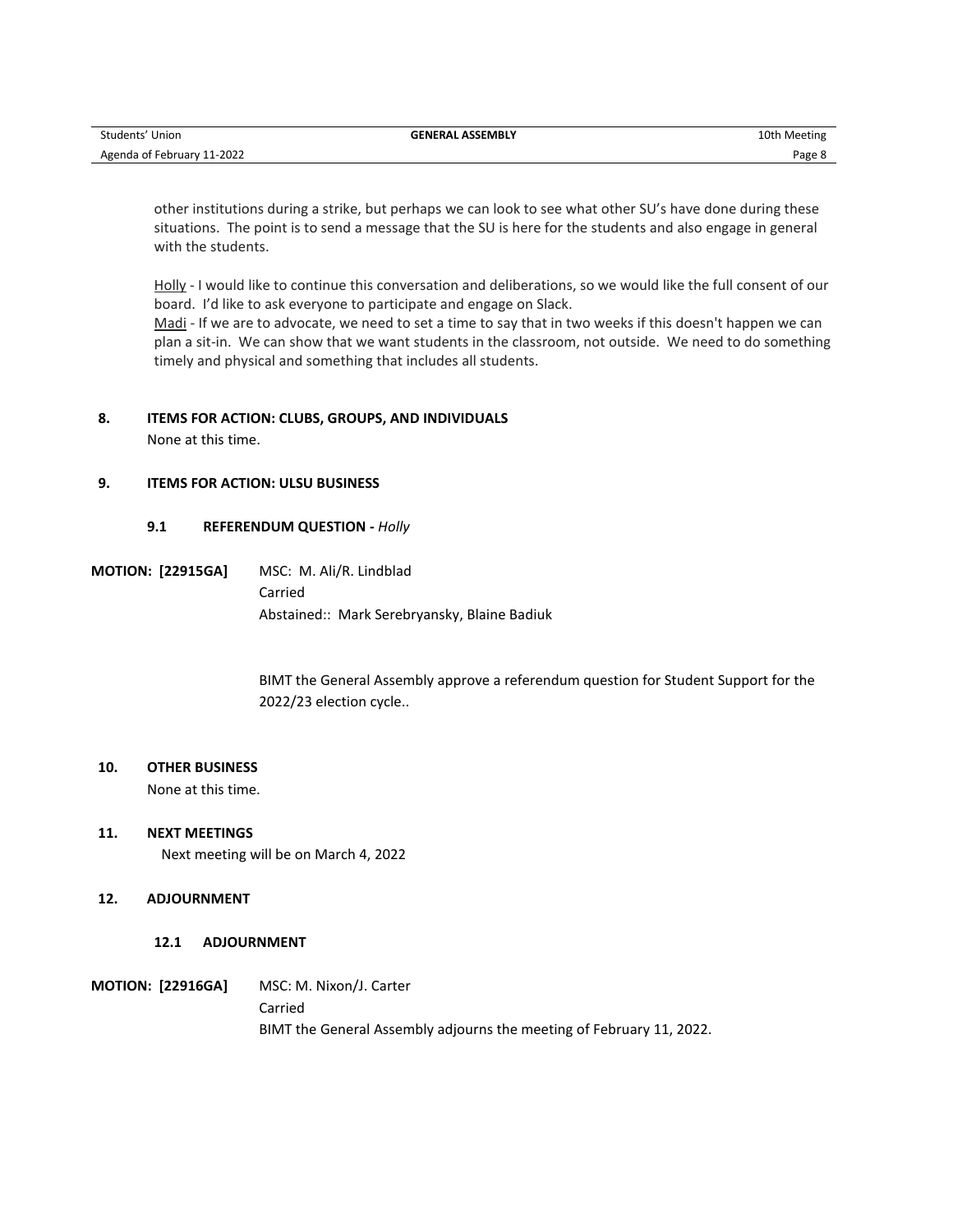other institutions during a strike, but perhaps we can look to see what other SU's have done during these situations. The point is to send a message that the SU is here for the students and also engage in general with the students.

Holly - I would like to continue this conversation and deliberations, so we would like the full consent of our board. I'd like to ask everyone to participate and engage on Slack.
Madi - If we are to advocate, we need to set a time to say that in two weeks if this doesn't happen we can plan a sit-in. We can show that we want students in the classroom, not outside. We need to do something timely and physical and something that includes all students.

## 8. ITEMS FOR ACTION: CLUBS, GROUPS, AND INDIVIDUALS

None at this time.

## 9. ITEMS FOR ACTION: ULSU BUSINESS

### 9.1 REFERENDUM QUESTION - *Holly*

**MOTION: [22915GA]** MSC: M. Ali/R. Lindblad
Carried
Abstained:: Mark Serebryansky, Blaine Badiuk

BIMT the General Assembly approve a referendum question for Student Support for the 2022/23 election cycle..

## 10. OTHER BUSINESS

None at this time.

## 11. NEXT MEETINGS

Next meeting will be on March 4, 2022

## 12. ADJOURNMENT

### 12.1 ADJOURNMENT

**MOTION: [22916GA]** MSC: M. Nixon/J. Carter
Carried
BIMT the General Assembly adjourns the meeting of February 11, 2022.